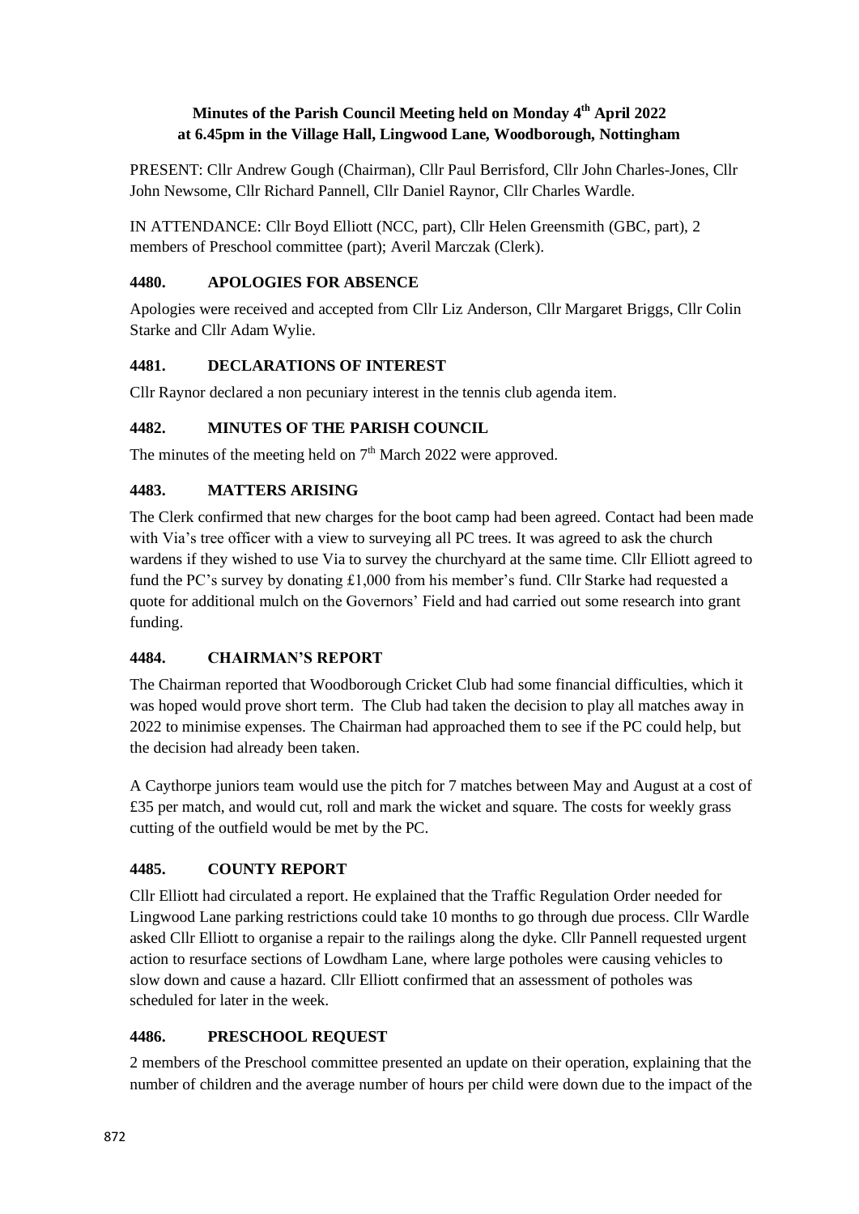# Minutes of the Parish Council Meeting held on Monday 4th April 2022 at 6.45pm in the Village Hall, Lingwood Lane, Woodborough, Nottingham

PRESENT: Cllr Andrew Gough (Chairman), Cllr Paul Berrisford, Cllr John Charles-Jones, Cllr John Newsome, Cllr Richard Pannell, Cllr Daniel Raynor, Cllr Charles Wardle.

IN ATTENDANCE: Cllr Boyd Elliott (NCC, part), Cllr Helen Greensmith (GBC, part), 2 members of Preschool committee (part); Averil Marczak (Clerk).

## 4480. APOLOGIES FOR ABSENCE

Apologies were received and accepted from Cllr Liz Anderson, Cllr Margaret Briggs, Cllr Colin Starke and Cllr Adam Wylie.

## 4481. DECLARATIONS OF INTEREST

Cllr Raynor declared a non pecuniary interest in the tennis club agenda item.

## 4482. MINUTES OF THE PARISH COUNCIL

The minutes of the meeting held on 7th March 2022 were approved.

## 4483. MATTERS ARISING

The Clerk confirmed that new charges for the boot camp had been agreed. Contact had been made with Via's tree officer with a view to surveying all PC trees. It was agreed to ask the church wardens if they wished to use Via to survey the churchyard at the same time. Cllr Elliott agreed to fund the PC's survey by donating £1,000 from his member's fund. Cllr Starke had requested a quote for additional mulch on the Governors' Field and had carried out some research into grant funding.

## 4484. CHAIRMAN'S REPORT

The Chairman reported that Woodborough Cricket Club had some financial difficulties, which it was hoped would prove short term. The Club had taken the decision to play all matches away in 2022 to minimise expenses. The Chairman had approached them to see if the PC could help, but the decision had already been taken.

A Caythorpe juniors team would use the pitch for 7 matches between May and August at a cost of £35 per match, and would cut, roll and mark the wicket and square. The costs for weekly grass cutting of the outfield would be met by the PC.

## 4485. COUNTY REPORT

Cllr Elliott had circulated a report. He explained that the Traffic Regulation Order needed for Lingwood Lane parking restrictions could take 10 months to go through due process. Cllr Wardle asked Cllr Elliott to organise a repair to the railings along the dyke. Cllr Pannell requested urgent action to resurface sections of Lowdham Lane, where large potholes were causing vehicles to slow down and cause a hazard. Cllr Elliott confirmed that an assessment of potholes was scheduled for later in the week.

## 4486. PRESCHOOL REQUEST

2 members of the Preschool committee presented an update on their operation, explaining that the number of children and the average number of hours per child were down due to the impact of the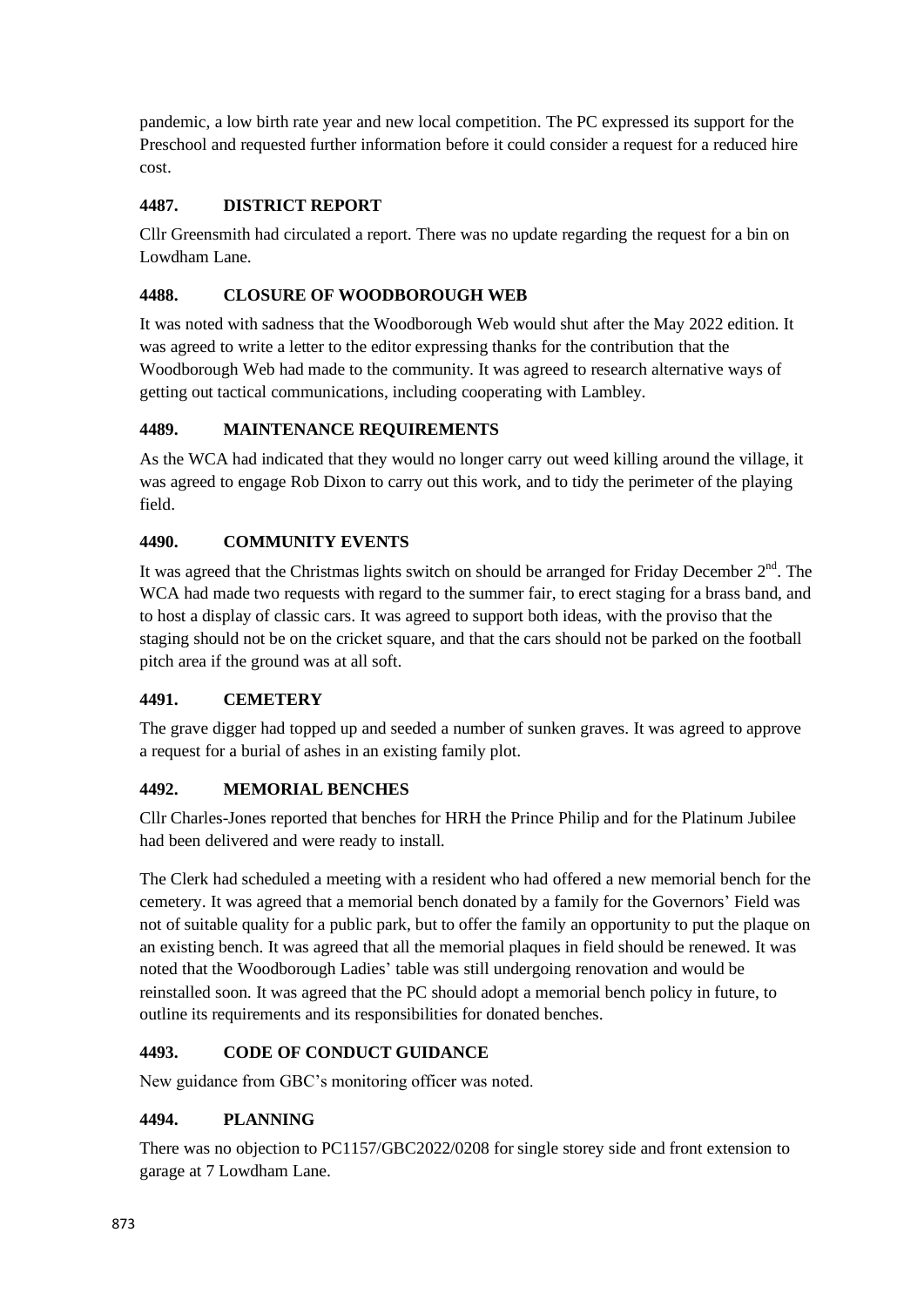pandemic, a low birth rate year and new local competition. The PC expressed its support for the Preschool and requested further information before it could consider a request for a reduced hire cost.

## 4487. DISTRICT REPORT

Cllr Greensmith had circulated a report. There was no update regarding the request for a bin on Lowdham Lane.

## 4488. CLOSURE OF WOODBOROUGH WEB

It was noted with sadness that the Woodborough Web would shut after the May 2022 edition. It was agreed to write a letter to the editor expressing thanks for the contribution that the Woodborough Web had made to the community. It was agreed to research alternative ways of getting out tactical communications, including cooperating with Lambley.

## 4489. MAINTENANCE REQUIREMENTS

As the WCA had indicated that they would no longer carry out weed killing around the village, it was agreed to engage Rob Dixon to carry out this work, and to tidy the perimeter of the playing field.

## 4490. COMMUNITY EVENTS

It was agreed that the Christmas lights switch on should be arranged for Friday December 2nd. The WCA had made two requests with regard to the summer fair, to erect staging for a brass band, and to host a display of classic cars. It was agreed to support both ideas, with the proviso that the staging should not be on the cricket square, and that the cars should not be parked on the football pitch area if the ground was at all soft.

## 4491. CEMETERY

The grave digger had topped up and seeded a number of sunken graves. It was agreed to approve a request for a burial of ashes in an existing family plot.

## 4492. MEMORIAL BENCHES

Cllr Charles-Jones reported that benches for HRH the Prince Philip and for the Platinum Jubilee had been delivered and were ready to install.

The Clerk had scheduled a meeting with a resident who had offered a new memorial bench for the cemetery. It was agreed that a memorial bench donated by a family for the Governors' Field was not of suitable quality for a public park, but to offer the family an opportunity to put the plaque on an existing bench. It was agreed that all the memorial plaques in field should be renewed. It was noted that the Woodborough Ladies' table was still undergoing renovation and would be reinstalled soon. It was agreed that the PC should adopt a memorial bench policy in future, to outline its requirements and its responsibilities for donated benches.

## 4493. CODE OF CONDUCT GUIDANCE

New guidance from GBC's monitoring officer was noted.

## 4494. PLANNING

There was no objection to PC1157/GBC2022/0208 for single storey side and front extension to garage at 7 Lowdham Lane.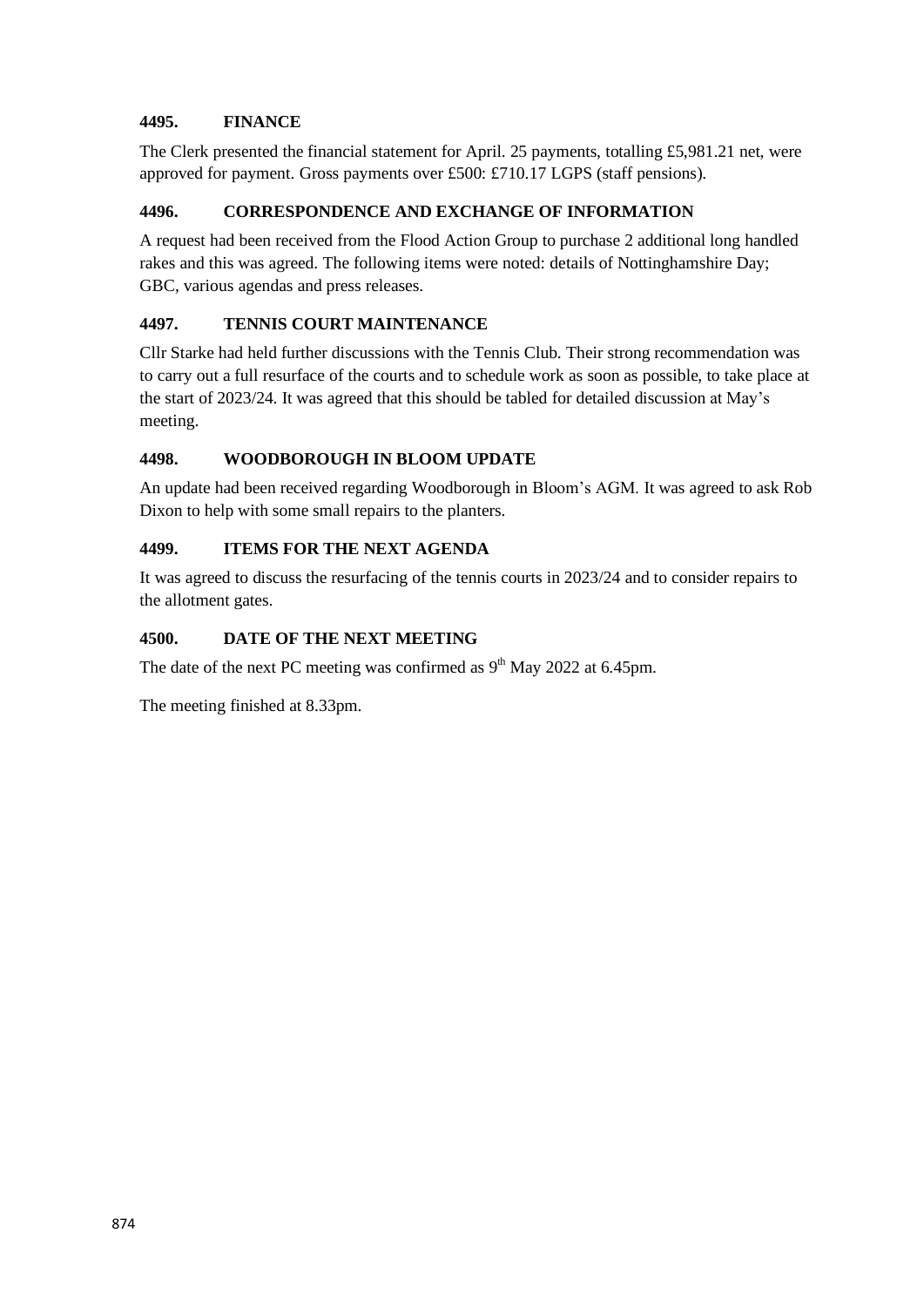### 4495. FINANCE

The Clerk presented the financial statement for April. 25 payments, totalling £5,981.21 net, were approved for payment. Gross payments over £500: £710.17 LGPS (staff pensions).

### 4496. CORRESPONDENCE AND EXCHANGE OF INFORMATION

A request had been received from the Flood Action Group to purchase 2 additional long handled rakes and this was agreed. The following items were noted: details of Nottinghamshire Day; GBC, various agendas and press releases.

### 4497. TENNIS COURT MAINTENANCE

Cllr Starke had held further discussions with the Tennis Club. Their strong recommendation was to carry out a full resurface of the courts and to schedule work as soon as possible, to take place at the start of 2023/24. It was agreed that this should be tabled for detailed discussion at May's meeting.

### 4498. WOODBOROUGH IN BLOOM UPDATE

An update had been received regarding Woodborough in Bloom's AGM. It was agreed to ask Rob Dixon to help with some small repairs to the planters.

### 4499. ITEMS FOR THE NEXT AGENDA

It was agreed to discuss the resurfacing of the tennis courts in 2023/24 and to consider repairs to the allotment gates.

### 4500. DATE OF THE NEXT MEETING

The date of the next PC meeting was confirmed as 9th May 2022 at 6.45pm.

The meeting finished at 8.33pm.